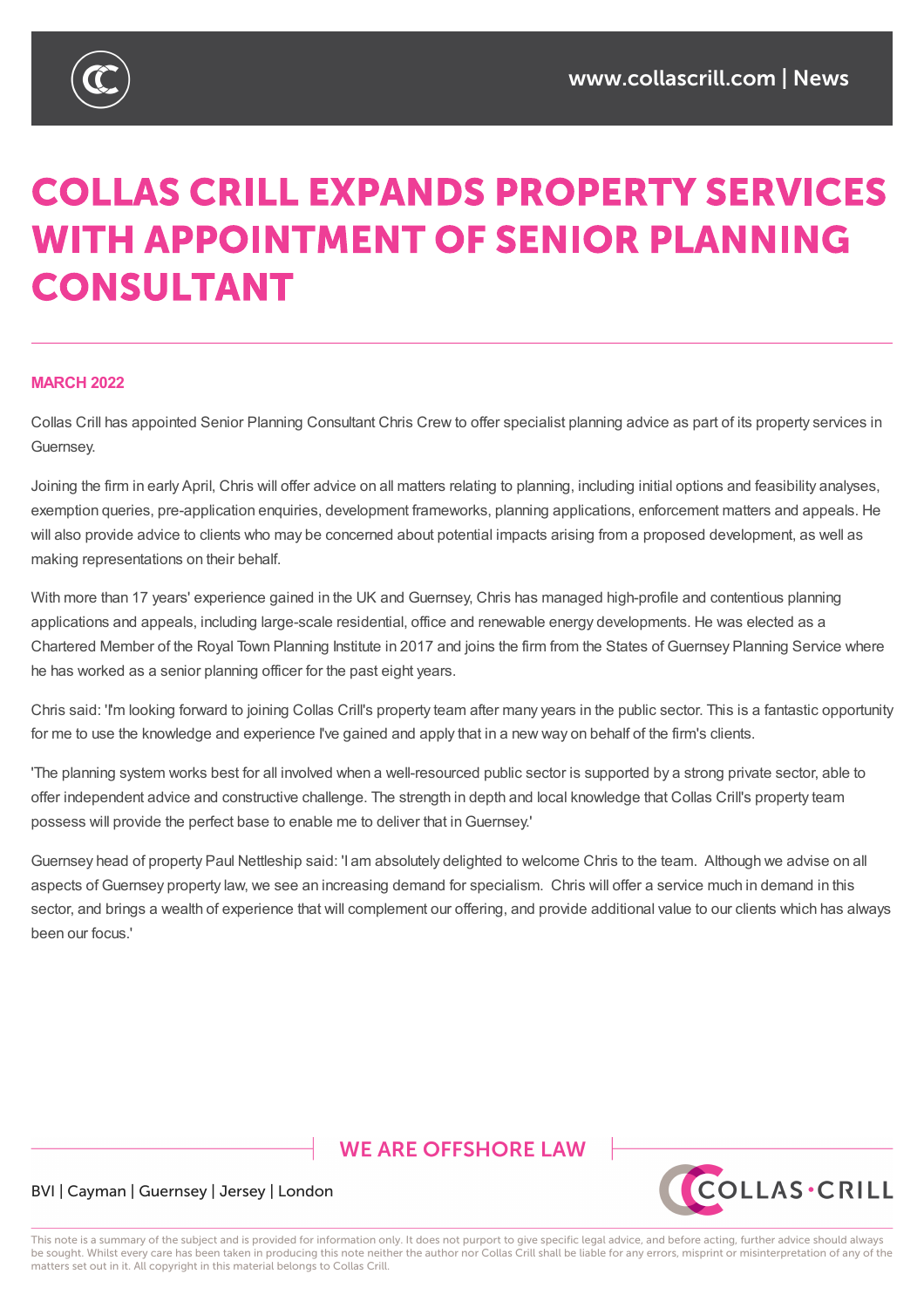# COLLAS CRILL EXPANDS PROPERTY SERVICES WITH APPOINTMENT OF SENIOR PLANNING CONSULTANT

**MARCH 2022**

Collas Crill has appointed Senior Planning Consultant Chris Crew to offer specialist planning advice as part of its property services in Guernsey.

Joining the firm in early April, Chris will offer advice on all matters relating to planning, including initial options and feasibility analyses, exemption queries, pre-application enquiries, development frameworks, planning applications, enforcement matters and appeals. He will also provide advice to clients who may be concerned about potential impacts arising from a proposed development, as well as making representations on their behalf.

With more than 17 years' experience gained in the UK and Guernsey, Chris has managed high-profile and contentious planning applications and appeals, including large-scale residential, office and renewable energy developments. He was elected as a Chartered Member of the Royal Town Planning Institute in 2017 and joins the firm from the States of Guernsey Planning Service where he has worked as a senior planning officer for the past eight years.

Chris said: 'I'm looking forward to joining Collas Crill's property team after many years in the public sector. This is a fantastic opportunity for me to use the knowledge and experience I've gained and apply that in a new way on behalf of the firm's clients.

'The planning system works best for all involved when a well-resourced public sector is supported by a strong private sector, able to offer independent advice and constructive challenge. The strength in depth and local knowledge that Collas Crill's property team possess will provide the perfect base to enable me to deliver that in Guernsey.'

Guernsey head of property Paul Nettleship said: 'I am absolutely delighted to welcome Chris to the team. Although we advise on all aspects of Guernsey property law, we see an increasing demand for specialism. Chris will offer a service much in demand in this sector, and brings a wealth of experience that will complement our offering, and provide additional value to our clients which has always been our focus.'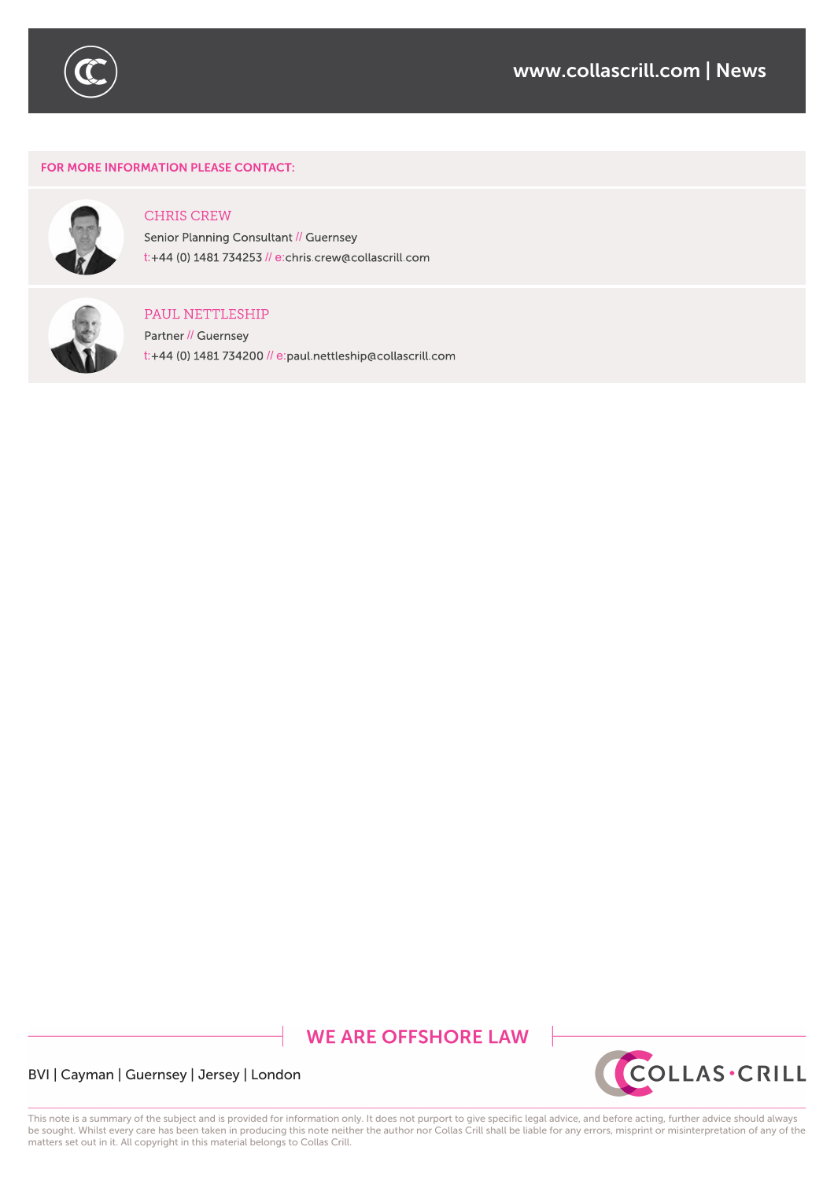**FOR MORE INFORMATION PLEASE CONTACT:**

**CHRIS CREW**
Senior Planning Consultant // Guernsey
t:+44 (0) 1481 734253 // e:chris.crew@collascrill.com

**PAUL NETTLESHIP**
Partner // Guernsey
t:+44 (0) 1481 734200 // e:paul.nettleship@collascrill.com

**WE ARE OFFSHORE LAW**

BVI | Cayman | Guernsey | Jersey | London

This note is a summary of the subject and is provided for information only. It does not purport to give specific legal advice, and before acting, further advice should always be sought. Whilst every care has been taken in producing this note neither the author nor Collas Crill shall be liable for any errors, misprint or misinterpretation of any of the matters set out in it. All copyright in this material belongs to Collas Crill.